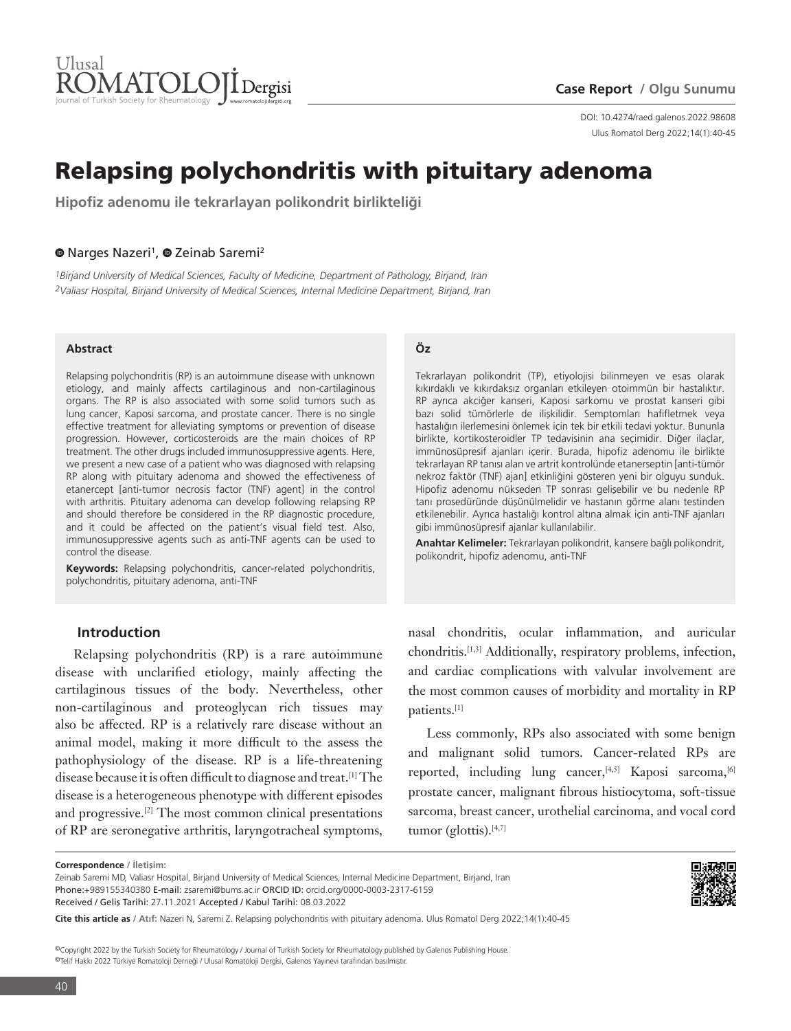Case Report / Olgu Sunumu

DOI: 10.4274/raed.galenos.2022.98608

# Relapsing polychondritis with pituitary adenoma

**Hipofiz adenomu ile tekrarlayan polikondrit birlikteliği**

Narges Nazeri[1], Zeinab Saremi[2]

*[1]Birjand University of Medical Sciences, Faculty of Medicine, Department of Pathology, Birjand, Iran*
*[2]Valiasr Hospital, Birjand University of Medical Sciences, Internal Medicine Department, Birjand, Iran*

### Abstract

Relapsing polychondritis (RP) is an autoimmune disease with unknown etiology, and mainly affects cartilaginous and non-cartilaginous organs. The RP is also associated with some solid tumors such as lung cancer, Kaposi sarcoma, and prostate cancer. There is no single effective treatment for alleviating symptoms or prevention of disease progression. However, corticosteroids are the main choices of RP treatment. The other drugs included immunosuppressive agents. Here, we present a new case of a patient who was diagnosed with relapsing RP along with pituitary adenoma and showed the effectiveness of etanercept [anti-tumor necrosis factor (TNF) agent] in the control with arthritis. Pituitary adenoma can develop following relapsing RP and should therefore be considered in the RP diagnostic procedure, and it could be affected on the patient's visual field test. Also, immunosuppressive agents such as anti-TNF agents can be used to control the disease.

**Keywords:** Relapsing polychondritis, cancer-related polychondritis, polychondritis, pituitary adenoma, anti-TNF

### Öz

Tekrarlayan polikondrit (TP), etiyolojisi bilinmeyen ve esas olarak kıkırdaklı ve kıkırdaksız organları etkileyen otoimmün bir hastalıktır. RP ayrıca akciğer kanseri, Kaposi sarkomu ve prostat kanseri gibi bazı solid tümörlerle de ilişkilidir. Semptomları hafifletmek veya hastalığın ilerlemesini önlemek için tek bir etkili tedavi yoktur. Bununla birlikte, kortikosteroidler TP tedavisinin ana seçimidir. Diğer ilaçlar, immünosüpresif ajanları içerir. Burada, hipofiz adenomu ile birlikte tekrarlayan RP tanısı alan ve artrit kontrolünde etanerseptin [anti-tümör nekroz faktör (TNF) ajan] etkinliğini gösteren yeni bir olguyu sunduk. Hipofiz adenomu nükseden TP sonrası gelişebilir ve bu nedenle RP tanı prosedüründe düşünülmelidir ve hastanın görme alanı testinden etkilenebilir. Ayrıca hastalığı kontrol altına almak için anti-TNF ajanları gibi immünosüpresif ajanlar kullanılabilir.

**Anahtar Kelimeler:** Tekrarlayan polikondrit, kansere bağlı polikondrit, polikondrit, hipofiz adenomu, anti-TNF

## Introduction

Relapsing polychondritis (RP) is a rare autoimmune disease with unclarified etiology, mainly affecting the cartilaginous tissues of the body. Nevertheless, other non-cartilaginous and proteoglycan rich tissues may also be affected. RP is a relatively rare disease without an animal model, making it more difficult to the assess the pathophysiology of the disease. RP is a life-threatening disease because it is often difficult to diagnose and treat.[1] The disease is a heterogeneous phenotype with different episodes and progressive.[2] The most common clinical presentations of RP are seronegative arthritis, laryngotracheal symptoms, nasal chondritis, ocular inflammation, and auricular chondritis.[1,3] Additionally, respiratory problems, infection, and cardiac complications with valvular involvement are the most common causes of morbidity and mortality in RP patients.[1]

Less commonly, RPs also associated with some benign and malignant solid tumors. Cancer-related RPs are reported, including lung cancer,[4,5] Kaposi sarcoma,[6] prostate cancer, malignant fibrous histiocytoma, soft-tissue sarcoma, breast cancer, urothelial carcinoma, and vocal cord tumor (glottis).[4,7]

**Correspondence / İletişim:**
Zeinab Saremi MD, Valiasr Hospital, Birjand University of Medical Sciences, Internal Medicine Department, Birjand, Iran
Phone:+989155340380 E-mail: zsaremi@bums.ac.ir ORCID ID: orcid.org/0000-0003-2317-6159
Received / Geliş Tarihi: 27.11.2021 Accepted / Kabul Tarihi: 08.03.2022

**Cite this article as / Atıf:** Nazeri N, Saremi Z. Relapsing polychondritis with pituitary adenoma. Ulus Romatol Derg 2022;14(1):40-45

©Copyright 2022 by the Turkish Society for Rheumatology / Journal of Turkish Society for Rheumatology published by Galenos Publishing House.
©Telif Hakkı 2022 Türkiye Romatoloji Derneği / Ulusal Romatoloji Dergisi, Galenos Yayınevi tarafından basılmıştır.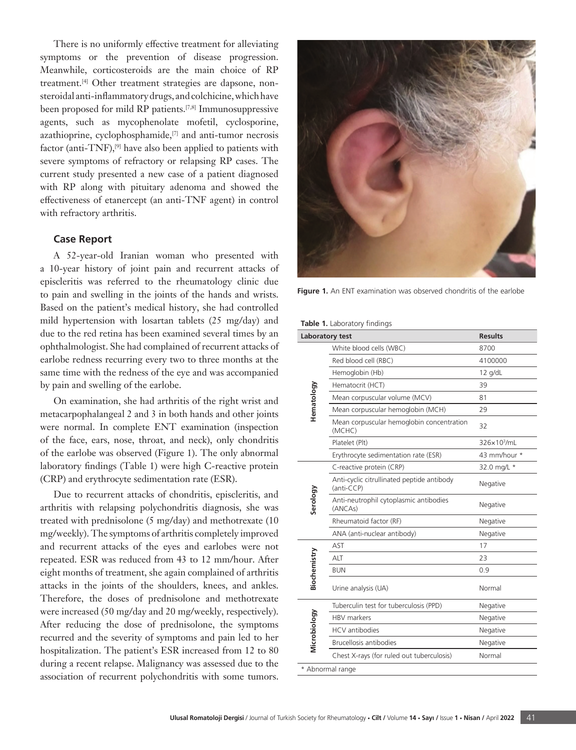There is no uniformly effective treatment for alleviating symptoms or the prevention of disease progression. Meanwhile, corticosteroids are the main choice of RP treatment.[4] Other treatment strategies are dapsone, non-steroidal anti-inflammatory drugs, and colchicine, which have been proposed for mild RP patients.[7,8] Immunosuppressive agents, such as mycophenolate mofetil, cyclosporine, azathioprine, cyclophosphamide,[7] and anti-tumor necrosis factor (anti-TNF),[9] have also been applied to patients with severe symptoms of refractory or relapsing RP cases. The current study presented a new case of a patient diagnosed with RP along with pituitary adenoma and showed the effectiveness of etanercept (an anti-TNF agent) in control with refractory arthritis.

## Case Report

A 52-year-old Iranian woman who presented with a 10-year history of joint pain and recurrent attacks of episcleritis was referred to the rheumatology clinic due to pain and swelling in the joints of the hands and wrists. Based on the patient's medical history, she had controlled mild hypertension with losartan tablets (25 mg/day) and due to the red retina has been examined several times by an ophthalmologist. She had complained of recurrent attacks of earlobe redness recurring every two to three months at the same time with the redness of the eye and was accompanied by pain and swelling of the earlobe.

On examination, she had arthritis of the right wrist and metacarpophalangeal 2 and 3 in both hands and other joints were normal. In complete ENT examination (inspection of the face, ears, nose, throat, and neck), only chondritis of the earlobe was observed (Figure 1). The only abnormal laboratory findings (Table 1) were high C-reactive protein (CRP) and erythrocyte sedimentation rate (ESR).

Due to recurrent attacks of chondritis, episcleritis, and arthritis with relapsing polychondritis diagnosis, she was treated with prednisolone (5 mg/day) and methotrexate (10 mg/weekly). The symptoms of arthritis completely improved and recurrent attacks of the eyes and earlobes were not repeated. ESR was reduced from 43 to 12 mm/hour. After eight months of treatment, she again complained of arthritis attacks in the joints of the shoulders, knees, and ankles. Therefore, the doses of prednisolone and methotrexate were increased (50 mg/day and 20 mg/weekly, respectively). After reducing the dose of prednisolone, the symptoms recurred and the severity of symptoms and pain led to her hospitalization. The patient's ESR increased from 12 to 80 during a recent relapse. Malignancy was assessed due to the association of recurrent polychondritis with some tumors.

**Figure 1.** An ENT examination was observed chondritis of the earlobe

**Table 1.** Laboratory findings

| Laboratory test | | Results |
|---|---|---|
| Hematology | White blood cells (WBC) | 8700 |
| | Red blood cell (RBC) | 4100000 |
| | Hemoglobin (Hb) | 12 g/dL |
| | Hematocrit (HCT) | 39 |
| | Mean corpuscular volume (MCV) | 81 |
| | Mean corpuscular hemoglobin (MCH) | 29 |
| | Mean corpuscular hemoglobin concentration (MCHC) | 32 |
| | Platelet (Plt) | $326\times10^3$/mL |
| | Erythrocyte sedimentation rate (ESR) | 43 mm/hour * |
| Serology | C-reactive protein (CRP) | 32.0 mg/L * |
| | Anti-cyclic citrullinated peptide antibody (anti-CCP) | Negative |
| | Anti-neutrophil cytoplasmic antibodies (ANCAs) | Negative |
| | Rheumatoid factor (RF) | Negative |
| | ANA (anti-nuclear antibody) | Negative |
| Biochemistry | AST | 17 |
| | ALT | 23 |
| | BUN | 0.9 |
| | Urine analysis (UA) | Normal |
| Microbiology | Tuberculin test for tuberculosis (PPD) | Negative |
| | HBV markers | Negative |
| | HCV antibodies | Negative |
| | Brucellosis antibodies | Negative |
| | Chest X-rays (for ruled out tuberculosis) | Normal |

* Abnormal range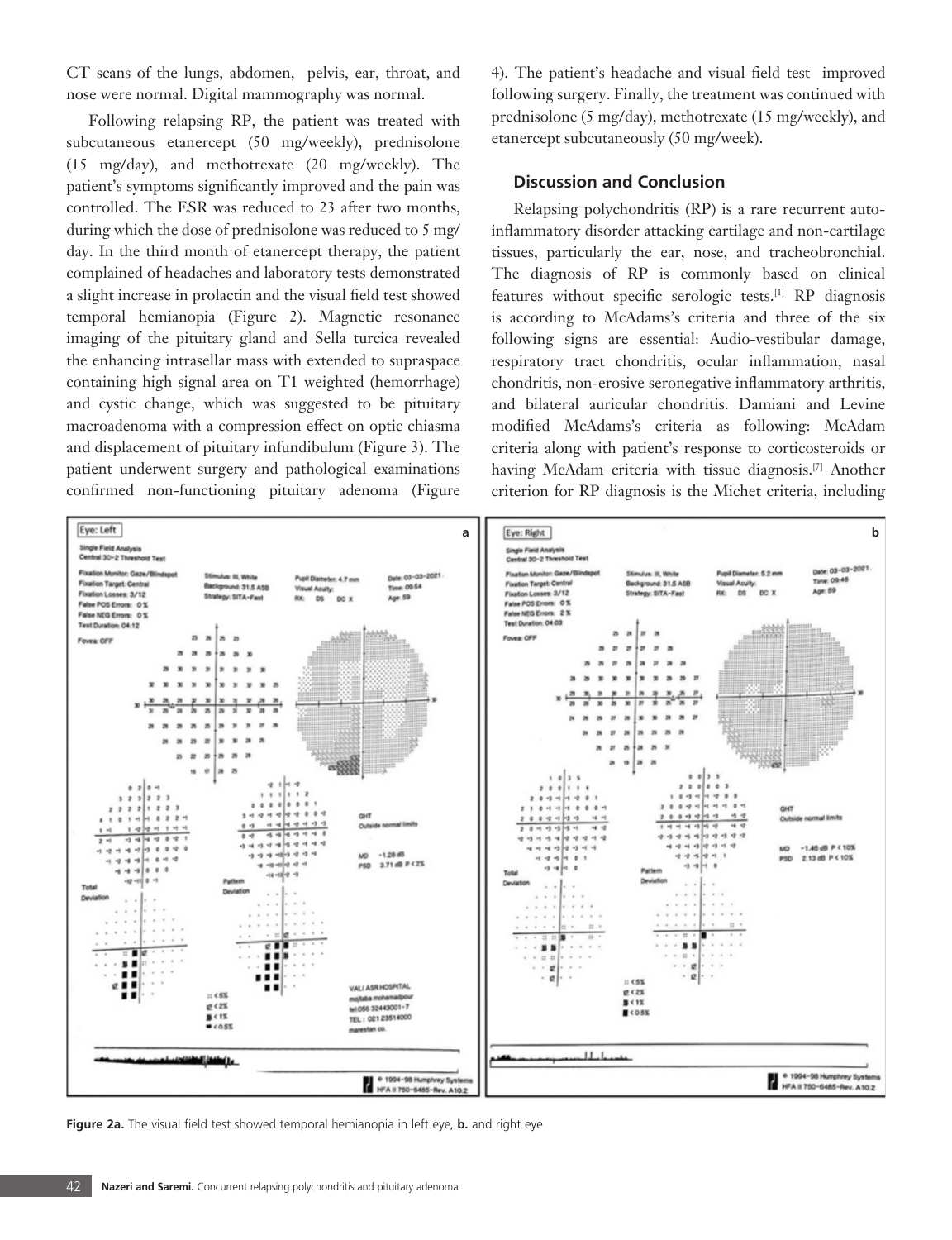CT scans of the lungs, abdomen, pelvis, ear, throat, and nose were normal. Digital mammography was normal.

Following relapsing RP, the patient was treated with subcutaneous etanercept (50 mg/weekly), prednisolone (15 mg/day), and methotrexate (20 mg/weekly). The patient's symptoms significantly improved and the pain was controlled. The ESR was reduced to 23 after two months, during which the dose of prednisolone was reduced to 5 mg/day. In the third month of etanercept therapy, the patient complained of headaches and laboratory tests demonstrated a slight increase in prolactin and the visual field test showed temporal hemianopia (Figure 2). Magnetic resonance imaging of the pituitary gland and Sella turcica revealed the enhancing intrasellar mass with extended to supraspace containing high signal area on T1 weighted (hemorrhage) and cystic change, which was suggested to be pituitary macroadenoma with a compression effect on optic chiasma and displacement of pituitary infundibulum (Figure 3). The patient underwent surgery and pathological examinations confirmed non-functioning pituitary adenoma (Figure 4). The patient's headache and visual field test improved following surgery. Finally, the treatment was continued with prednisolone (5 mg/day), methotrexate (15 mg/weekly), and etanercept subcutaneously (50 mg/week).

## Discussion and Conclusion

Relapsing polychondritis (RP) is a rare recurrent auto-inflammatory disorder attacking cartilage and non-cartilage tissues, particularly the ear, nose, and tracheobronchial. The diagnosis of RP is commonly based on clinical features without specific serologic tests.[1] RP diagnosis is according to McAdams's criteria and three of the six following signs are essential: Audio-vestibular damage, respiratory tract chondritis, ocular inflammation, nasal chondritis, non-erosive seronegative inflammatory arthritis, and bilateral auricular chondritis. Damiani and Levine modified McAdams's criteria as following: McAdam criteria along with patient's response to corticosteroids or having McAdam criteria with tissue diagnosis.[7] Another criterion for RP diagnosis is the Michet criteria, including

**Figure 2a.** The visual field test showed temporal hemianopia in left eye, **b.** and right eye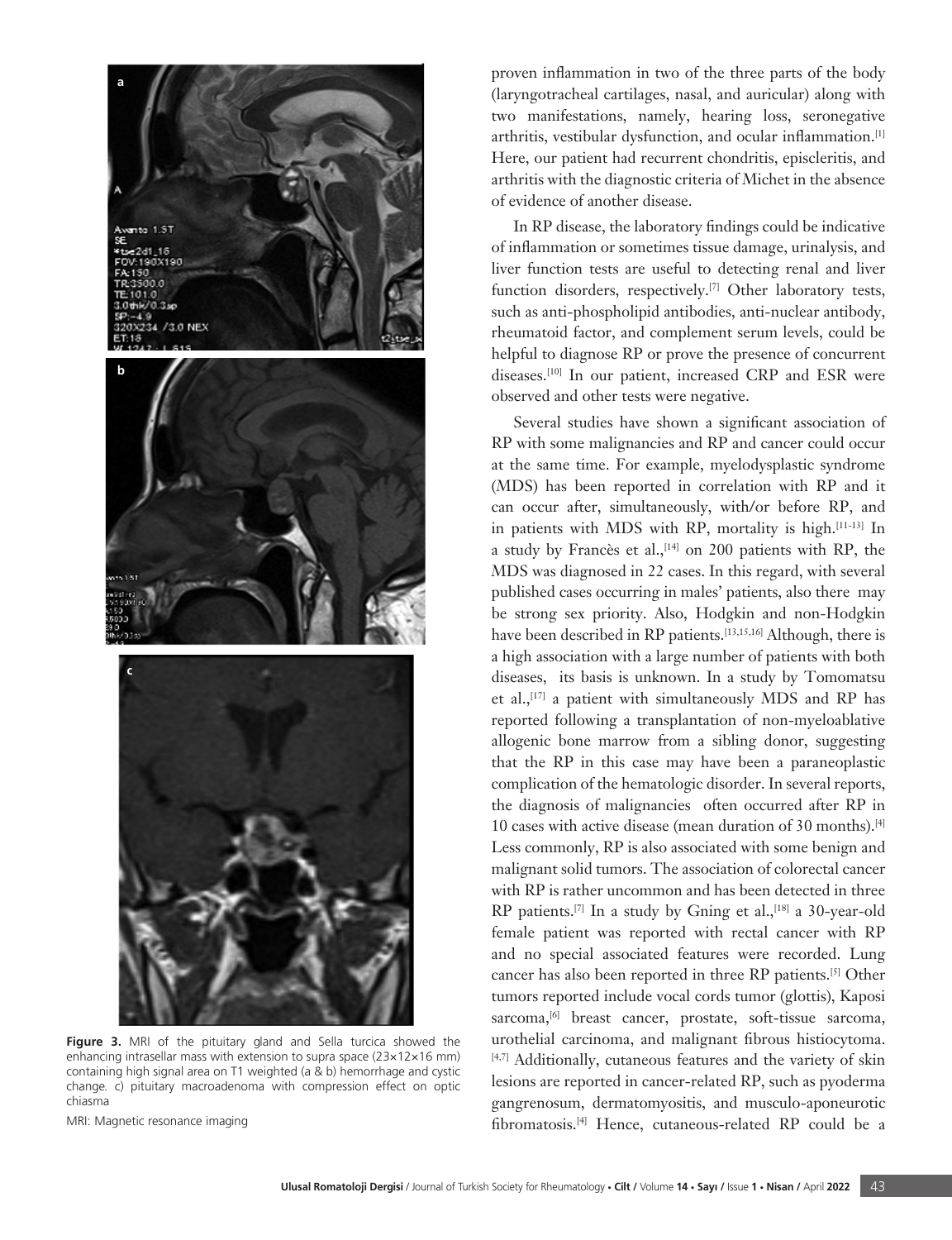Figure 3. MRI of the pituitary gland and Sella turcica showed the enhancing intrasellar mass with extension to supra space (23×12×16 mm) containing high signal area on T1 weighted (a & b) hemorrhage and cystic change. c) pituitary macroadenoma with compression effect on optic chiasma

MRI: Magnetic resonance imaging

proven inflammation in two of the three parts of the body (laryngotracheal cartilages, nasal, and auricular) along with two manifestations, namely, hearing loss, seronegative arthritis, vestibular dysfunction, and ocular inflammation.[1] Here, our patient had recurrent chondritis, episcleritis, and arthritis with the diagnostic criteria of Michet in the absence of evidence of another disease.

In RP disease, the laboratory findings could be indicative of inflammation or sometimes tissue damage, urinalysis, and liver function tests are useful to detecting renal and liver function disorders, respectively.[7] Other laboratory tests, such as anti-phospholipid antibodies, anti-nuclear antibody, rheumatoid factor, and complement serum levels, could be helpful to diagnose RP or prove the presence of concurrent diseases.[10] In our patient, increased CRP and ESR were observed and other tests were negative.

Several studies have shown a significant association of RP with some malignancies and RP and cancer could occur at the same time. For example, myelodysplastic syndrome (MDS) has been reported in correlation with RP and it can occur after, simultaneously, with/or before RP, and in patients with MDS with RP, mortality is high.[11-13] In a study by Francès et al.,[14] on 200 patients with RP, the MDS was diagnosed in 22 cases. In this regard, with several published cases occurring in males' patients, also there may be strong sex priority. Also, Hodgkin and non-Hodgkin have been described in RP patients.[13,15,16] Although, there is a high association with a large number of patients with both diseases, its basis is unknown. In a study by Tomomatsu et al.,[17] a patient with simultaneously MDS and RP has reported following a transplantation of non-myeloablative allogenic bone marrow from a sibling donor, suggesting that the RP in this case may have been a paraneoplastic complication of the hematologic disorder. In several reports, the diagnosis of malignancies often occurred after RP in 10 cases with active disease (mean duration of 30 months).[4] Less commonly, RP is also associated with some benign and malignant solid tumors. The association of colorectal cancer with RP is rather uncommon and has been detected in three RP patients.[7] In a study by Gning et al.,[18] a 30-year-old female patient was reported with rectal cancer with RP and no special associated features were recorded. Lung cancer has also been reported in three RP patients.[5] Other tumors reported include vocal cords tumor (glottis), Kaposi sarcoma,[6] breast cancer, prostate, soft-tissue sarcoma, urothelial carcinoma, and malignant fibrous histiocytoma.[4,7] Additionally, cutaneous features and the variety of skin lesions are reported in cancer-related RP, such as pyoderma gangrenosum, dermatomyositis, and musculo-aponeurotic fibromatosis.[4] Hence, cutaneous-related RP could be a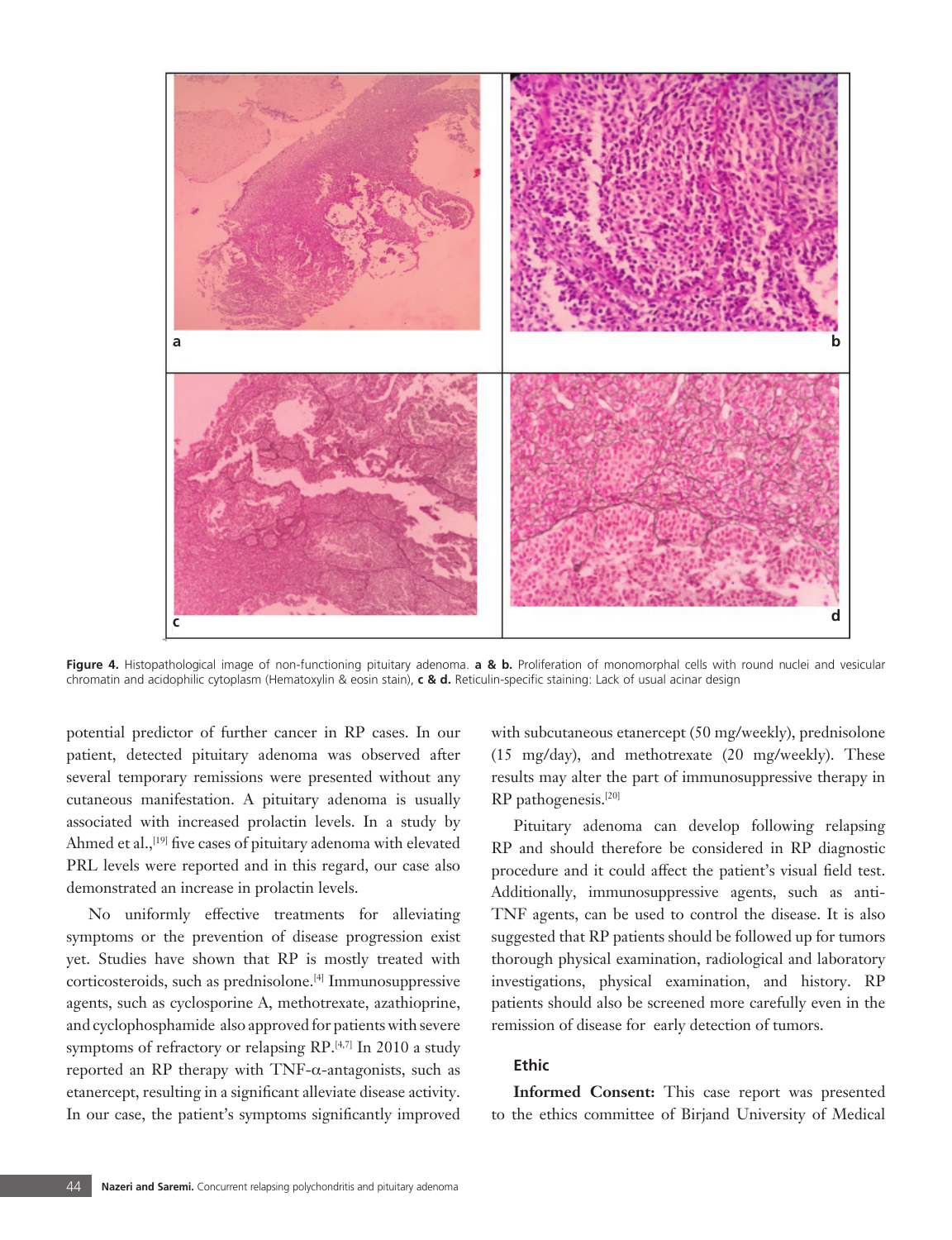**Figure 4.** Histopathological image of non-functioning pituitary adenoma. **a & b.** Proliferation of monomorphal cells with round nuclei and vesicular chromatin and acidophilic cytoplasm (Hematoxylin & eosin stain), **c & d.** Reticulin-specific staining: Lack of usual acinar design

potential predictor of further cancer in RP cases. In our patient, detected pituitary adenoma was observed after several temporary remissions were presented without any cutaneous manifestation. A pituitary adenoma is usually associated with increased prolactin levels. In a study by Ahmed et al.,[19] five cases of pituitary adenoma with elevated PRL levels were reported and in this regard, our case also demonstrated an increase in prolactin levels.

No uniformly effective treatments for alleviating symptoms or the prevention of disease progression exist yet. Studies have shown that RP is mostly treated with corticosteroids, such as prednisolone.[4] Immunosuppressive agents, such as cyclosporine A, methotrexate, azathioprine, and cyclophosphamide also approved for patients with severe symptoms of refractory or relapsing RP.[4,7] In 2010 a study reported an RP therapy with TNF-α-antagonists, such as etanercept, resulting in a significant alleviate disease activity. In our case, the patient's symptoms significantly improved with subcutaneous etanercept (50 mg/weekly), prednisolone (15 mg/day), and methotrexate (20 mg/weekly). These results may alter the part of immunosuppressive therapy in RP pathogenesis.[20]

Pituitary adenoma can develop following relapsing RP and should therefore be considered in RP diagnostic procedure and it could affect the patient's visual field test. Additionally, immunosuppressive agents, such as anti-TNF agents, can be used to control the disease. It is also suggested that RP patients should be followed up for tumors thorough physical examination, radiological and laboratory investigations, physical examination, and history. RP patients should also be screened more carefully even in the remission of disease for early detection of tumors.

## Ethic

**Informed Consent:** This case report was presented to the ethics committee of Birjand University of Medical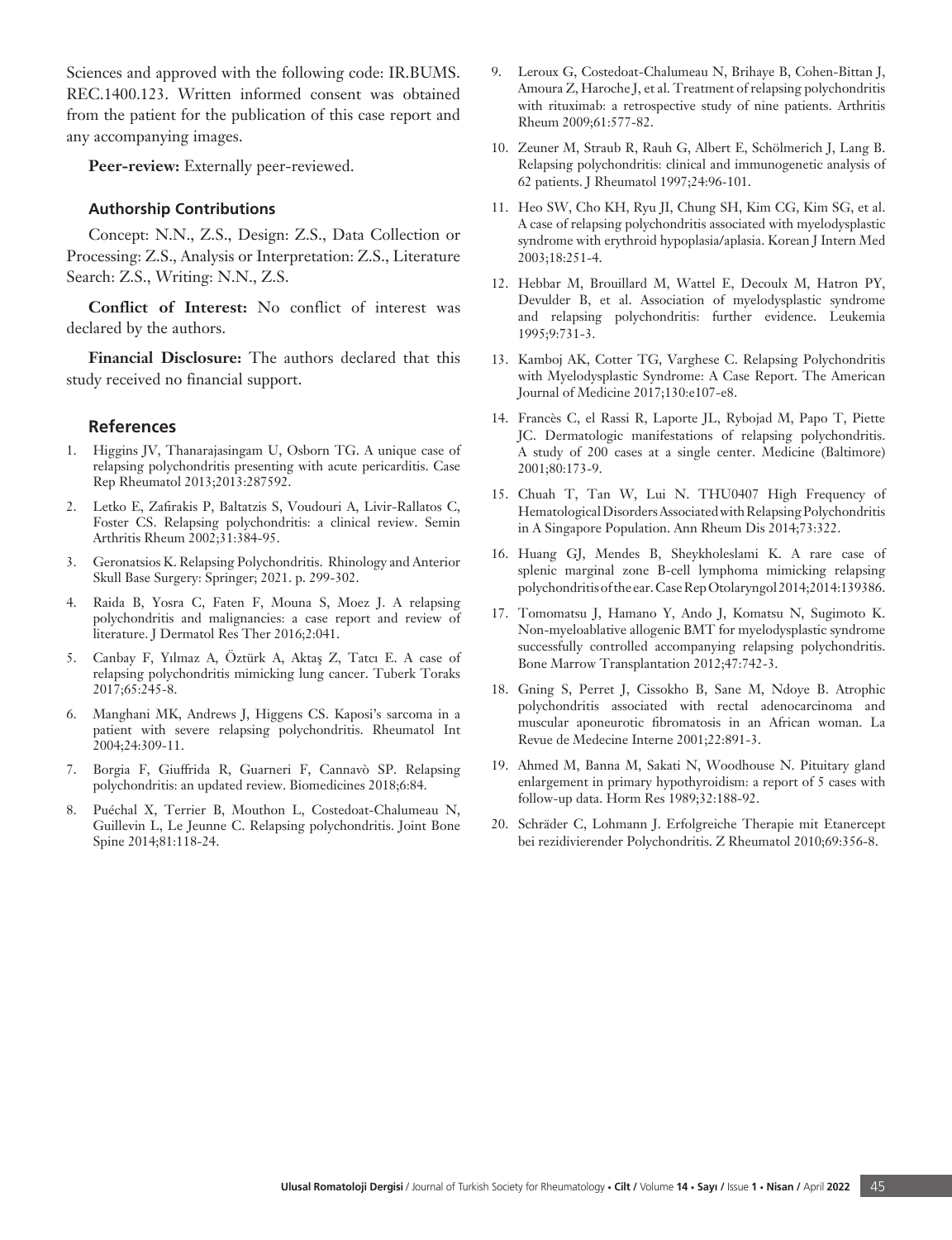Sciences and approved with the following code: IR.BUMS. REC.1400.123. Written informed consent was obtained from the patient for the publication of this case report and any accompanying images.

**Peer-review:** Externally peer-reviewed.

### Authorship Contributions

Concept: N.N., Z.S., Design: Z.S., Data Collection or Processing: Z.S., Analysis or Interpretation: Z.S., Literature Search: Z.S., Writing: N.N., Z.S.

**Conflict of Interest:** No conflict of interest was declared by the authors.

**Financial Disclosure:** The authors declared that this study received no financial support.

### References

1. Higgins JV, Thanarajasingam U, Osborn TG. A unique case of relapsing polychondritis presenting with acute pericarditis. Case Rep Rheumatol 2013;2013:287592.
2. Letko E, Zafirakis P, Baltatzis S, Voudouri A, Livir-Rallatos C, Foster CS. Relapsing polychondritis: a clinical review. Semin Arthritis Rheum 2002;31:384-95.
3. Geronatsios K. Relapsing Polychondritis. Rhinology and Anterior Skull Base Surgery: Springer; 2021. p. 299-302.
4. Raida B, Yosra C, Faten F, Mouna S, Moez J. A relapsing polychondritis and malignancies: a case report and review of literature. J Dermatol Res Ther 2016;2:041.
5. Canbay F, Yılmaz A, Öztürk A, Aktaş Z, Tatcı E. A case of relapsing polychondritis mimicking lung cancer. Tuberk Toraks 2017;65:245-8.
6. Manghani MK, Andrews J, Higgens CS. Kaposi's sarcoma in a patient with severe relapsing polychondritis. Rheumatol Int 2004;24:309-11.
7. Borgia F, Giuffrida R, Guarneri F, Cannavò SP. Relapsing polychondritis: an updated review. Biomedicines 2018;6:84.
8. Puéchal X, Terrier B, Mouthon L, Costedoat-Chalumeau N, Guillevin L, Le Jeunne C. Relapsing polychondritis. Joint Bone Spine 2014;81:118-24.
9. Leroux G, Costedoat-Chalumeau N, Brihaye B, Cohen-Bittan J, Amoura Z, Haroche J, et al. Treatment of relapsing polychondritis with rituximab: a retrospective study of nine patients. Arthritis Rheum 2009;61:577-82.
10. Zeuner M, Straub R, Rauh G, Albert E, Schölmerich J, Lang B. Relapsing polychondritis: clinical and immunogenetic analysis of 62 patients. J Rheumatol 1997;24:96-101.
11. Heo SW, Cho KH, Ryu JI, Chung SH, Kim CG, Kim SG, et al. A case of relapsing polychondritis associated with myelodysplastic syndrome with erythroid hypoplasia/aplasia. Korean J Intern Med 2003;18:251-4.
12. Hebbar M, Brouillard M, Wattel E, Decoulx M, Hatron PY, Devulder B, et al. Association of myelodysplastic syndrome and relapsing polychondritis: further evidence. Leukemia 1995;9:731-3.
13. Kamboj AK, Cotter TG, Varghese C. Relapsing Polychondritis with Myelodysplastic Syndrome: A Case Report. The American Journal of Medicine 2017;130:e107-e8.
14. Francès C, el Rassi R, Laporte JL, Rybojad M, Papo T, Piette JC. Dermatologic manifestations of relapsing polychondritis. A study of 200 cases at a single center. Medicine (Baltimore) 2001;80:173-9.
15. Chuah T, Tan W, Lui N. THU0407 High Frequency of Hematological Disorders Associated with Relapsing Polychondritis in A Singapore Population. Ann Rheum Dis 2014;73:322.
16. Huang GJ, Mendes B, Sheykholeslami K. A rare case of splenic marginal zone B-cell lymphoma mimicking relapsing polychondritis of the ear. Case Rep Otolaryngol 2014;2014:139386.
17. Tomomatsu J, Hamano Y, Ando J, Komatsu N, Sugimoto K. Non-myeloablative allogenic BMT for myelodysplastic syndrome successfully controlled accompanying relapsing polychondritis. Bone Marrow Transplantation 2012;47:742-3.
18. Gning S, Perret J, Cissokho B, Sane M, Ndoye B. Atrophic polychondritis associated with rectal adenocarcinoma and muscular aponeurotic fibromatosis in an African woman. La Revue de Medecine Interne 2001;22:891-3.
19. Ahmed M, Banna M, Sakati N, Woodhouse N. Pituitary gland enlargement in primary hypothyroidism: a report of 5 cases with follow-up data. Horm Res 1989;32:188-92.
20. Schräder C, Lohmann J. Erfolgreiche Therapie mit Etanercept bei rezidivierender Polychondritis. Z Rheumatol 2010;69:356-8.